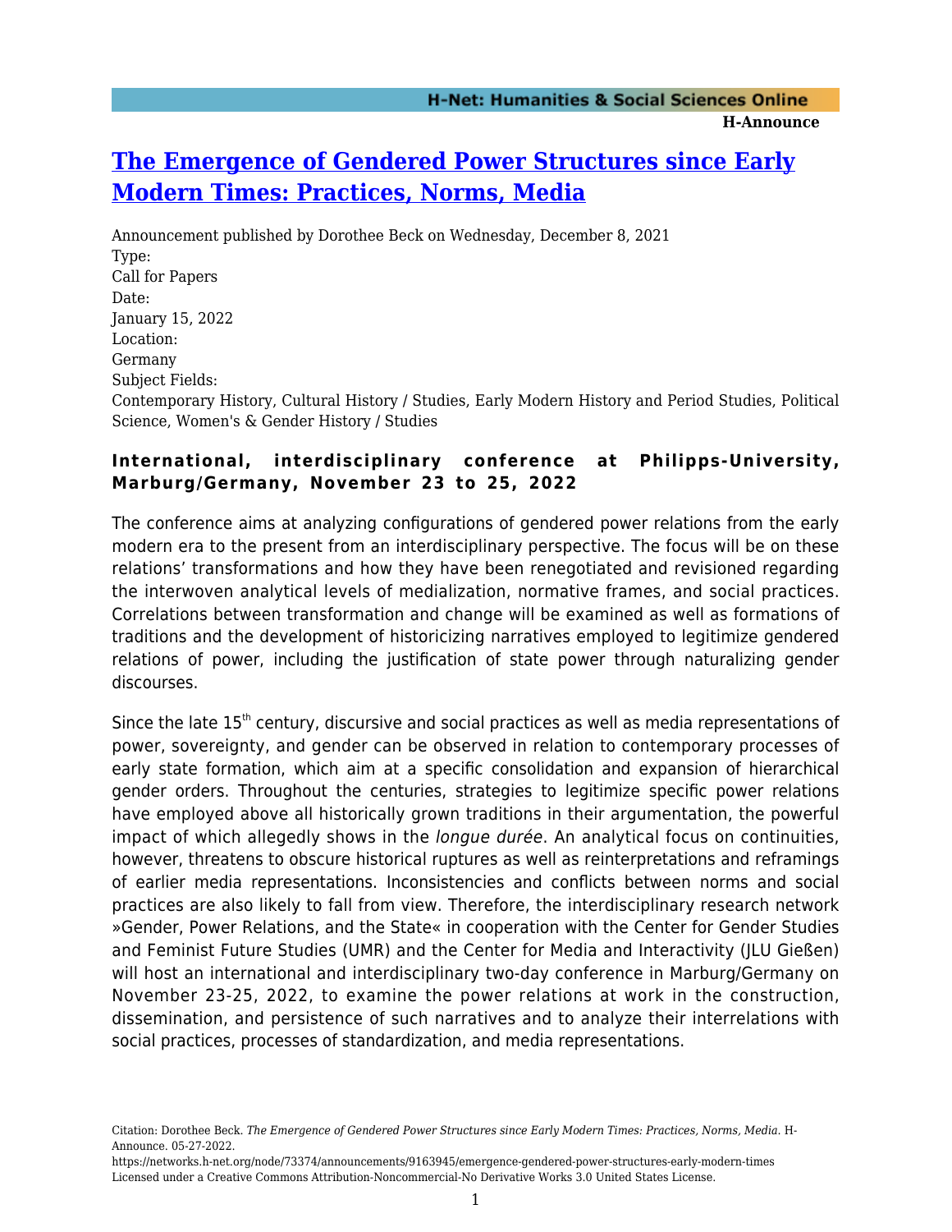# The Emergence of Gendered Power Structures since Early Modern Times: Practices, Norms, Media

Announcement published by Dorothee Beck on Wednesday, December 8, 2021

Type:
Call for Papers

Date:
January 15, 2022

Location:
Germany

Subject Fields:
Contemporary History, Cultural History / Studies, Early Modern History and Period Studies, Political Science, Women's & Gender History / Studies

**International, interdisciplinary conference at Philipps-University, Marburg/Germany, November 23 to 25, 2022**

The conference aims at analyzing configurations of gendered power relations from the early modern era to the present from an interdisciplinary perspective. The focus will be on these relations' transformations and how they have been renegotiated and revisioned regarding the interwoven analytical levels of medialization, normative frames, and social practices. Correlations between transformation and change will be examined as well as formations of traditions and the development of historicizing narratives employed to legitimize gendered relations of power, including the justification of state power through naturalizing gender discourses.

Since the late 15th century, discursive and social practices as well as media representations of power, sovereignty, and gender can be observed in relation to contemporary processes of early state formation, which aim at a specific consolidation and expansion of hierarchical gender orders. Throughout the centuries, strategies to legitimize specific power relations have employed above all historically grown traditions in their argumentation, the powerful impact of which allegedly shows in the *longue durée*. An analytical focus on continuities, however, threatens to obscure historical ruptures as well as reinterpretations and reframings of earlier media representations. Inconsistencies and conflicts between norms and social practices are also likely to fall from view. Therefore, the interdisciplinary research network »Gender, Power Relations, and the State« in cooperation with the Center for Gender Studies and Feminist Future Studies (UMR) and the Center for Media and Interactivity (JLU Gießen) will host an international and interdisciplinary two-day conference in Marburg/Germany on November 23-25, 2022, to examine the power relations at work in the construction, dissemination, and persistence of such narratives and to analyze their interrelations with social practices, processes of standardization, and media representations.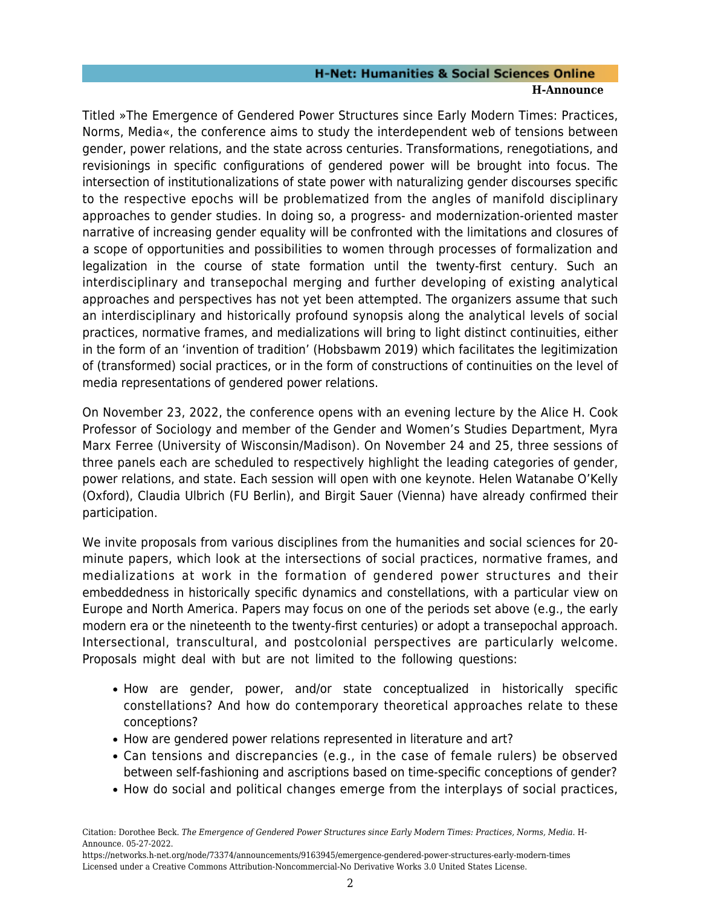Titled »The Emergence of Gendered Power Structures since Early Modern Times: Practices, Norms, Media«, the conference aims to study the interdependent web of tensions between gender, power relations, and the state across centuries. Transformations, renegotiations, and revisionings in specific configurations of gendered power will be brought into focus. The intersection of institutionalizations of state power with naturalizing gender discourses specific to the respective epochs will be problematized from the angles of manifold disciplinary approaches to gender studies. In doing so, a progress- and modernization-oriented master narrative of increasing gender equality will be confronted with the limitations and closures of a scope of opportunities and possibilities to women through processes of formalization and legalization in the course of state formation until the twenty-first century. Such an interdisciplinary and transepochal merging and further developing of existing analytical approaches and perspectives has not yet been attempted. The organizers assume that such an interdisciplinary and historically profound synopsis along the analytical levels of social practices, normative frames, and medializations will bring to light distinct continuities, either in the form of an 'invention of tradition' (Hobsbawm 2019) which facilitates the legitimization of (transformed) social practices, or in the form of constructions of continuities on the level of media representations of gendered power relations.

On November 23, 2022, the conference opens with an evening lecture by the Alice H. Cook Professor of Sociology and member of the Gender and Women's Studies Department, Myra Marx Ferree (University of Wisconsin/Madison). On November 24 and 25, three sessions of three panels each are scheduled to respectively highlight the leading categories of gender, power relations, and state. Each session will open with one keynote. Helen Watanabe O'Kelly (Oxford), Claudia Ulbrich (FU Berlin), and Birgit Sauer (Vienna) have already confirmed their participation.

We invite proposals from various disciplines from the humanities and social sciences for 20-minute papers, which look at the intersections of social practices, normative frames, and medializations at work in the formation of gendered power structures and their embeddedness in historically specific dynamics and constellations, with a particular view on Europe and North America. Papers may focus on one of the periods set above (e.g., the early modern era or the nineteenth to the twenty-first centuries) or adopt a transepochal approach. Intersectional, transcultural, and postcolonial perspectives are particularly welcome. Proposals might deal with but are not limited to the following questions:

- How are gender, power, and/or state conceptualized in historically specific constellations? And how do contemporary theoretical approaches relate to these conceptions?
- How are gendered power relations represented in literature and art?
- Can tensions and discrepancies (e.g., in the case of female rulers) be observed between self-fashioning and ascriptions based on time-specific conceptions of gender?
- How do social and political changes emerge from the interplays of social practices,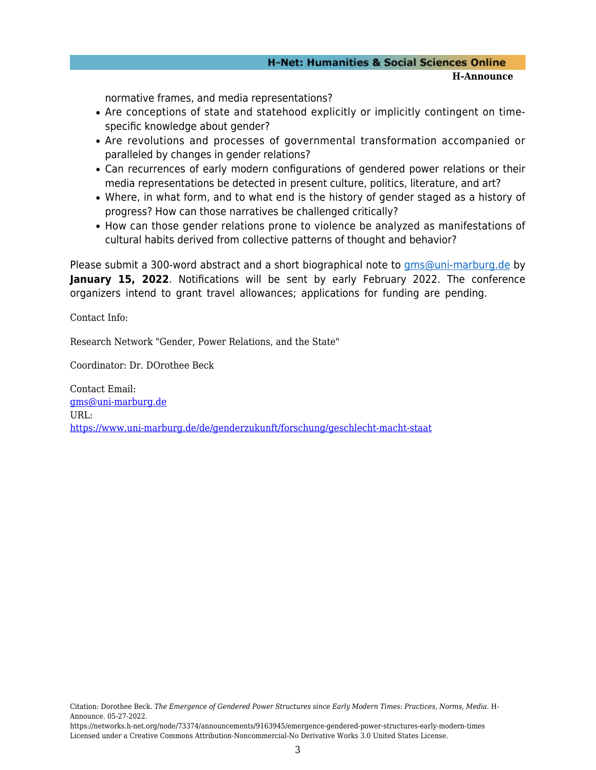normative frames, and media representations?

- Are conceptions of state and statehood explicitly or implicitly contingent on time-specific knowledge about gender?
- Are revolutions and processes of governmental transformation accompanied or paralleled by changes in gender relations?
- Can recurrences of early modern configurations of gendered power relations or their media representations be detected in present culture, politics, literature, and art?
- Where, in what form, and to what end is the history of gender staged as a history of progress? How can those narratives be challenged critically?
- How can those gender relations prone to violence be analyzed as manifestations of cultural habits derived from collective patterns of thought and behavior?

Please submit a 300-word abstract and a short biographical note to gms@uni-marburg.de by **January 15, 2022**. Notifications will be sent by early February 2022. The conference organizers intend to grant travel allowances; applications for funding are pending.

Contact Info:

Research Network "Gender, Power Relations, and the State"

Coordinator: Dr. DOrothee Beck

Contact Email:
gms@uni-marburg.de
URL:
https://www.uni-marburg.de/de/genderzukunft/forschung/geschlecht-macht-staat

Citation: Dorothee Beck. *The Emergence of Gendered Power Structures since Early Modern Times: Practices, Norms, Media*. H-Announce. 05-27-2022.
https://networks.h-net.org/node/73374/announcements/9163945/emergence-gendered-power-structures-early-modern-times
Licensed under a Creative Commons Attribution-Noncommercial-No Derivative Works 3.0 United States License.